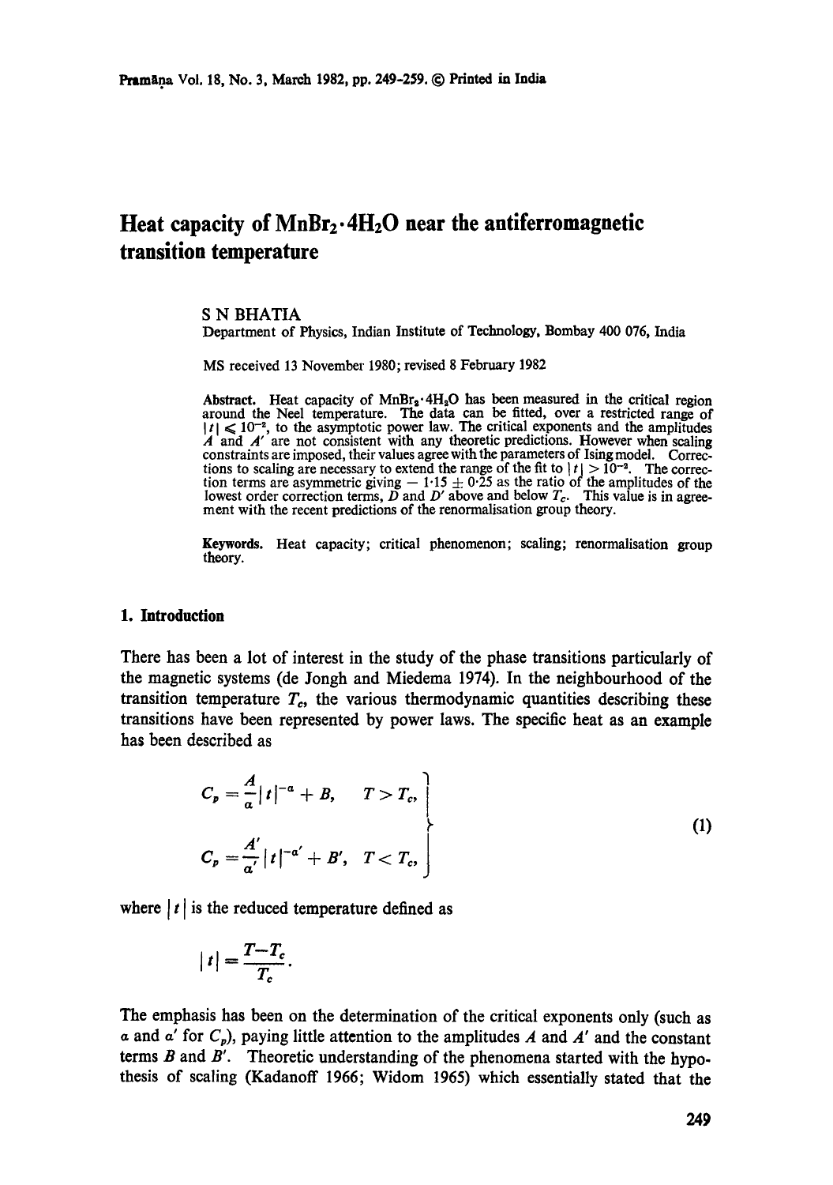# Heat capacity of $MnBr_2 \cdot 4H_2O$ near the antiferromagnetic transition temperature

S N BHATIA

Department of Physics, Indian Institute of Technology, Bombay 400 076, India

MS received 13 November 1980; revised 8 February 1982

**Abstract.** Heat capacity of $MnBr_2 \cdot 4H_2O$ has been measured in the critical region around the Neel temperature. The data can be fitted, over a restricted range of $|t| \leqslant 10^{-2}$, to the asymptotic power law. The critical exponents and the amplitudes $A$ and $A'$ are not consistent with any theoretic predictions. However when scaling constraints are imposed, their values agree with the parameters of Ising model. Corrections to scaling are necessary to extend the range of the fit to $|t| > 10^{-2}$. The correction terms are asymmetric giving $-1.15 \pm 0.25$ as the ratio of the amplitudes of the lowest order correction terms, $D$ and $D'$ above and below $T_c$. This value is in agreement with the recent predictions of the renormalisation group theory.

**Keywords.** Heat capacity; critical phenomenon; scaling; renormalisation group theory.

## 1. Introduction

There has been a lot of interest in the study of the phase transitions particularly of the magnetic systems (de Jongh and Miedema 1974). In the neighbourhood of the transition temperature $T_c$, the various thermodynamic quantities describing these transitions have been represented by power laws. The specific heat as an example has been described as

$$
\left.
\begin{aligned}
C_p &= \frac{A}{\alpha}|t|^{-\alpha} + B, \quad T > T_c, \\
C_p &= \frac{A'}{\alpha'}|t|^{-\alpha'} + B', \quad T < T_c,
\end{aligned}
\right\} \tag{1}
$$

where $|t|$ is the reduced temperature defined as

$$|t| = \frac{T - T_c}{T_c}.$$

The emphasis has been on the determination of the critical exponents only (such as $\alpha$ and $\alpha'$ for $C_p$), paying little attention to the amplitudes $A$ and $A'$ and the constant terms $B$ and $B'$. Theoretic understanding of the phenomena started with the hypothesis of scaling (Kadanoff 1966; Widom 1965) which essentially stated that the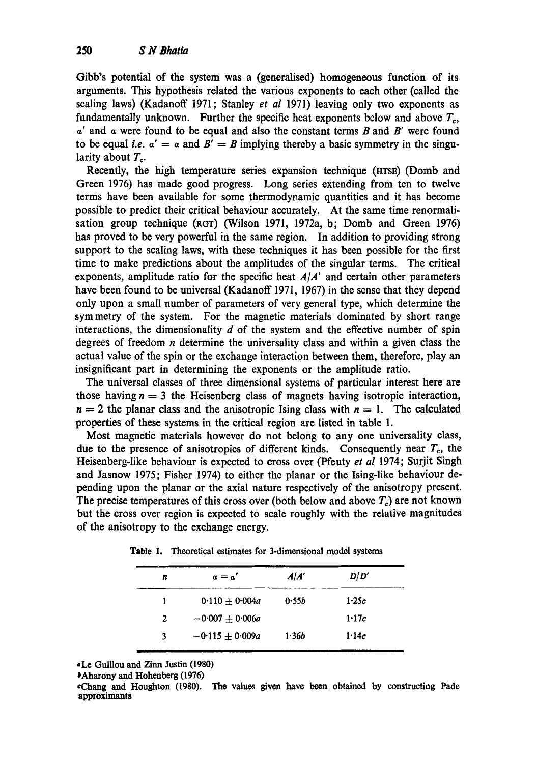Gibb's potential of the system was a (generalised) homogeneous function of its arguments. This hypothesis related the various exponents to each other (called the scaling laws) (Kadanoff 1971; Stanley *et al* 1971) leaving only two exponents as fundamentally unknown. Further the specific heat exponents below and above $T_c$, $\alpha'$ and $\alpha$ were found to be equal and also the constant terms $B$ and $B'$ were found to be equal *i.e.* $\alpha' = \alpha$ and $B' = B$ implying thereby a basic symmetry in the singularity about $T_c$.

Recently, the high temperature series expansion technique (HTSE) (Domb and Green 1976) has made good progress. Long series extending from ten to twelve terms have been available for some thermodynamic quantities and it has become possible to predict their critical behaviour accurately. At the same time renormalisation group technique (RGT) (Wilson 1971, 1972a, b; Domb and Green 1976) has proved to be very powerful in the same region. In addition to providing strong support to the scaling laws, with these techniques it has been possible for the first time to make predictions about the amplitudes of the singular terms. The critical exponents, amplitude ratio for the specific heat $A/A'$ and certain other parameters have been found to be universal (Kadanoff 1971, 1967) in the sense that they depend only upon a small number of parameters of very general type, which determine the symmetry of the system. For the magnetic materials dominated by short range interactions, the dimensionality $d$ of the system and the effective number of spin degrees of freedom $n$ determine the universality class and within a given class the actual value of the spin or the exchange interaction between them, therefore, play an insignificant part in determining the exponents or the amplitude ratio.

The universal classes of three dimensional systems of particular interest here are those having $n = 3$ the Heisenberg class of magnets having isotropic interaction, $n = 2$ the planar class and the anisotropic Ising class with $n = 1$. The calculated properties of these systems in the critical region are listed in table 1.

Most magnetic materials however do not belong to any one universality class, due to the presence of anisotropies of different kinds. Consequently near $T_c$, the Heisenberg-like behaviour is expected to cross over (Pfeuty *et al* 1974; Surjit Singh and Jasnow 1975; Fisher 1974) to either the planar or the Ising-like behaviour depending upon the planar or the axial nature respectively of the anisotropy present. The precise temperatures of this cross over (both below and above $T_c$) are not known but the cross over region is expected to scale roughly with the relative magnitudes of the anisotropy to the exchange energy.

**Table 1.** Theoretical estimates for 3-dimensional model systems

| $n$ | $\alpha = \alpha'$ | $A/A'$ | $D/D'$ |
|---|---|---|---|
| 1 | $0{\cdot}110 \pm 0{\cdot}004$[a] | 0·55[b] | 1·25[c] |
| 2 | $-0{\cdot}007 \pm 0{\cdot}006$[a] | | 1·17[c] |
| 3 | $-0{\cdot}115 \pm 0{\cdot}009$[a] | 1·36[b] | 1·14[c] |

[a] Le Guillou and Zinn Justin (1980)

[b] Aharony and Hohenberg (1976)

[c] Chang and Houghton (1980). The values given have been obtained by constructing Pade approximants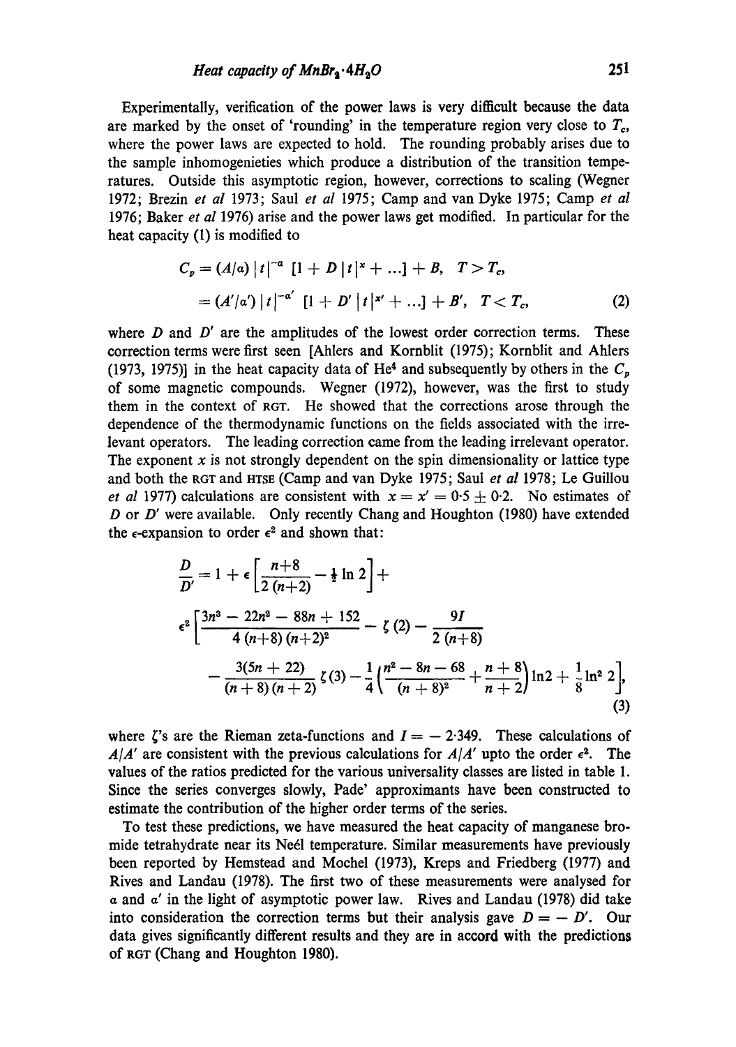Experimentally, verification of the power laws is very difficult because the data are marked by the onset of 'rounding' in the temperature region very close to $T_c$, where the power laws are expected to hold. The rounding probably arises due to the sample inhomogenieties which produce a distribution of the transition temperatures. Outside this asymptotic region, however, corrections to scaling (Wegner 1972; Brezin *et al* 1973; Saul *et al* 1975; Camp and van Dyke 1975; Camp *et al* 1976; Baker *et al* 1976) arise and the power laws get modified. In particular for the heat capacity (1) is modified to

$$
\begin{aligned}
C_p &= (A/\alpha)\,|t|^{-\alpha}\,[1 + D\,|t|^{x} + \ldots] + B, \quad T > T_c, \\
&= (A'/\alpha')\,|t|^{-\alpha'}\,[1 + D'\,|t|^{x'} + \ldots] + B', \quad T < T_c,
\end{aligned}
\tag{2}
$$

where $D$ and $D'$ are the amplitudes of the lowest order correction terms. These correction terms were first seen [Ahlers and Kornblit (1975); Kornblit and Ahlers (1973, 1975)] in the heat capacity data of $He^4$ and subsequently by others in the $C_p$ of some magnetic compounds. Wegner (1972), however, was the first to study them in the context of RGT. He showed that the corrections arose through the dependence of the thermodynamic functions on the fields associated with the irrelevant operators. The leading correction came from the leading irrelevant operator. The exponent $x$ is not strongly dependent on the spin dimensionality or lattice type and both the RGT and HTSE (Camp and van Dyke 1975; Saul *et al* 1978; Le Guillou *et al* 1977) calculations are consistent with $x = x' = 0{\cdot}5 \pm 0{\cdot}2$. No estimates of $D$ or $D'$ were available. Only recently Chang and Houghton (1980) have extended the $\epsilon$-expansion to order $\epsilon^2$ and shown that:

$$
\begin{aligned}
\frac{D}{D'} = 1 + \epsilon\left[\frac{n+8}{2\,(n+2)} - \tfrac{1}{2}\ln 2\right] + \\
\epsilon^2\left[\frac{3n^3 - 22n^2 - 88n + 152}{4\,(n+8)\,(n+2)^2} - \zeta(2) - \frac{9I}{2\,(n+8)}\right. \\
\left. - \frac{3(5n+22)}{(n+8)\,(n+2)}\,\zeta(3) - \frac{1}{4}\left(\frac{n^2 - 8n - 68}{(n+8)^2} + \frac{n+8}{n+2}\right)\ln 2 + \frac{1}{8}\ln^2 2\right],
\end{aligned}
\tag{3}
$$

where $\zeta$'s are the Rieman zeta-functions and $I = -\,2{\cdot}349$. These calculations of $A/A'$ are consistent with the previous calculations for $A/A'$ upto the order $\epsilon^2$. The values of the ratios predicted for the various universality classes are listed in table 1. Since the series converges slowly, Pade' approximants have been constructed to estimate the contribution of the higher order terms of the series.

To test these predictions, we have measured the heat capacity of manganese bromide tetrahydrate near its Neél temperature. Similar measurements have previously been reported by Hemstead and Mochel (1973), Kreps and Friedberg (1977) and Rives and Landau (1978). The first two of these measurements were analysed for $\alpha$ and $\alpha'$ in the light of asymptotic power law. Rives and Landau (1978) did take into consideration the correction terms but their analysis gave $D = -\,D'$. Our data gives significantly different results and they are in accord with the predictions of RGT (Chang and Houghton 1980).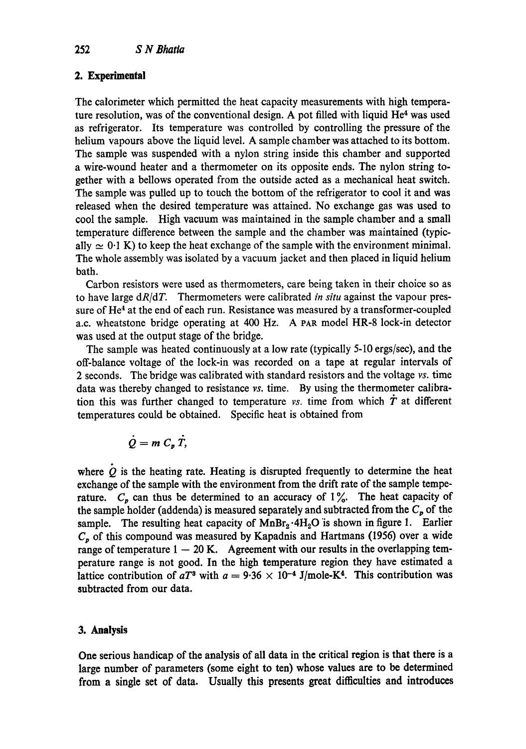## 2. Experimental

The calorimeter which permitted the heat capacity measurements with high temperature resolution, was of the conventional design. A pot filled with liquid $He^4$ was used as refrigerator. Its temperature was controlled by controlling the pressure of the helium vapours above the liquid level. A sample chamber was attached to its bottom. The sample was suspended with a nylon string inside this chamber and supported a wire-wound heater and a thermometer on its opposite ends. The nylon string together with a bellows operated from the outside acted as a mechanical heat switch. The sample was pulled up to touch the bottom of the refrigerator to cool it and was released when the desired temperature was attained. No exchange gas was used to cool the sample. High vacuum was maintained in the sample chamber and a small temperature difference between the sample and the chamber was maintained (typically $\simeq 0{\cdot}1$ K) to keep the heat exchange of the sample with the environment minimal. The whole assembly was isolated by a vacuum jacket and then placed in liquid helium bath.

Carbon resistors were used as thermometers, care being taken in their choice so as to have large $dR/dT$. Thermometers were calibrated *in situ* against the vapour pressure of $He^4$ at the end of each run. Resistance was measured by a transformer-coupled a.c. wheatstone bridge operating at 400 Hz. A PAR model HR-8 lock-in detector was used at the output stage of the bridge.

The sample was heated continuously at a low rate (typically 5-10 ergs/sec), and the off-balance voltage of the lock-in was recorded on a tape at regular intervals of 2 seconds. The bridge was calibrated with standard resistors and the voltage *vs.* time data was thereby changed to resistance *vs.* time. By using the thermometer calibration this was further changed to temperature *vs.* time from which $\dot{T}$ at different temperatures could be obtained. Specific heat is obtained from

$$\dot{Q} = m\, C_p\, \dot{T},$$

where $\dot{Q}$ is the heating rate. Heating is disrupted frequently to determine the heat exchange of the sample with the environment from the drift rate of the sample temperature. $C_p$ can thus be determined to an accuracy of 1%. The heat capacity of the sample holder (addenda) is measured separately and subtracted from the $C_p$ of the sample. The resulting heat capacity of $MnBr_2 \cdot 4H_2O$ is shown in figure 1. Earlier $C_p$ of this compound was measured by Kapadnis and Hartmans (1956) over a wide range of temperature $1 - 20$ K. Agreement with our results in the overlapping temperature range is not good. In the high temperature region they have estimated a lattice contribution of $aT^3$ with $a = 9{\cdot}36 \times 10^{-4}$ J/mole-K$^4$. This contribution was subtracted from our data.

## 3. Analysis

One serious handicap of the analysis of all data in the critical region is that there is a large number of parameters (some eight to ten) whose values are to be determined from a single set of data. Usually this presents great difficulties and introduces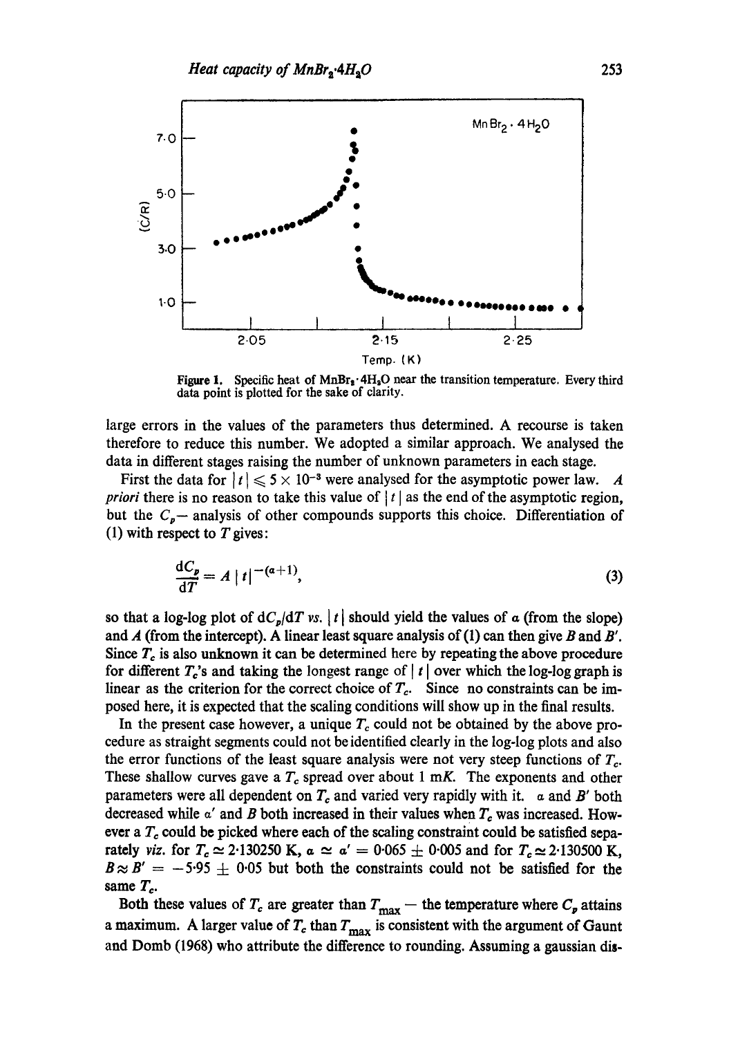Figure 1. Specific heat of $MnBr_2 \cdot 4H_2O$ near the transition temperature. Every third data point is plotted for the sake of clarity.

large errors in the values of the parameters thus determined. A recourse is taken therefore to reduce this number. We adopted a similar approach. We analysed the data in different stages raising the number of unknown parameters in each stage.

First the data for $|t| \leqslant 5 \times 10^{-3}$ were analysed for the asymptotic power law. *A priori* there is no reason to take this value of $|t|$ as the end of the asymptotic region, but the $C_p$— analysis of other compounds supports this choice. Differentiation of (1) with respect to $T$ gives:

$$\frac{dC_p}{dT} = A\,|t|^{-(\alpha+1)}, \tag{3}$$

so that a log-log plot of $dC_p/dT$ *vs.* $|t|$ should yield the values of $\alpha$ (from the slope) and $A$ (from the intercept). A linear least square analysis of (1) can then give $B$ and $B'$. Since $T_c$ is also unknown it can be determined here by repeating the above procedure for different $T_c$'s and taking the longest range of $|t|$ over which the log-log graph is linear as the criterion for the correct choice of $T_c$. Since no constraints can be imposed here, it is expected that the scaling conditions will show up in the final results.

In the present case however, a unique $T_c$ could not be obtained by the above procedure as straight segments could not be identified clearly in the log-log plots and also the error functions of the least square analysis were not very steep functions of $T_c$. These shallow curves gave a $T_c$ spread over about 1 m*K*. The exponents and other parameters were all dependent on $T_c$ and varied very rapidly with it. $\alpha$ and $B'$ both decreased while $\alpha'$ and $B$ both increased in their values when $T_c$ was increased. However a $T_c$ could be picked where each of the scaling constraint could be satisfied separately *viz.* for $T_c \simeq 2 \cdot 130250$ K, $\alpha \simeq \alpha' = 0 \cdot 065 \pm 0 \cdot 005$ and for $T_c \simeq 2 \cdot 130500$ K, $B \approx B' = -5 \cdot 95 \pm 0 \cdot 05$ but both the constraints could not be satisfied for the same $T_c$.

Both these values of $T_c$ are greater than $T_{max}$ — the temperature where $C_p$ attains a maximum. A larger value of $T_c$ than $T_{max}$ is consistent with the argument of Gaunt and Domb (1968) who attribute the difference to rounding. Assuming a gaussian dis-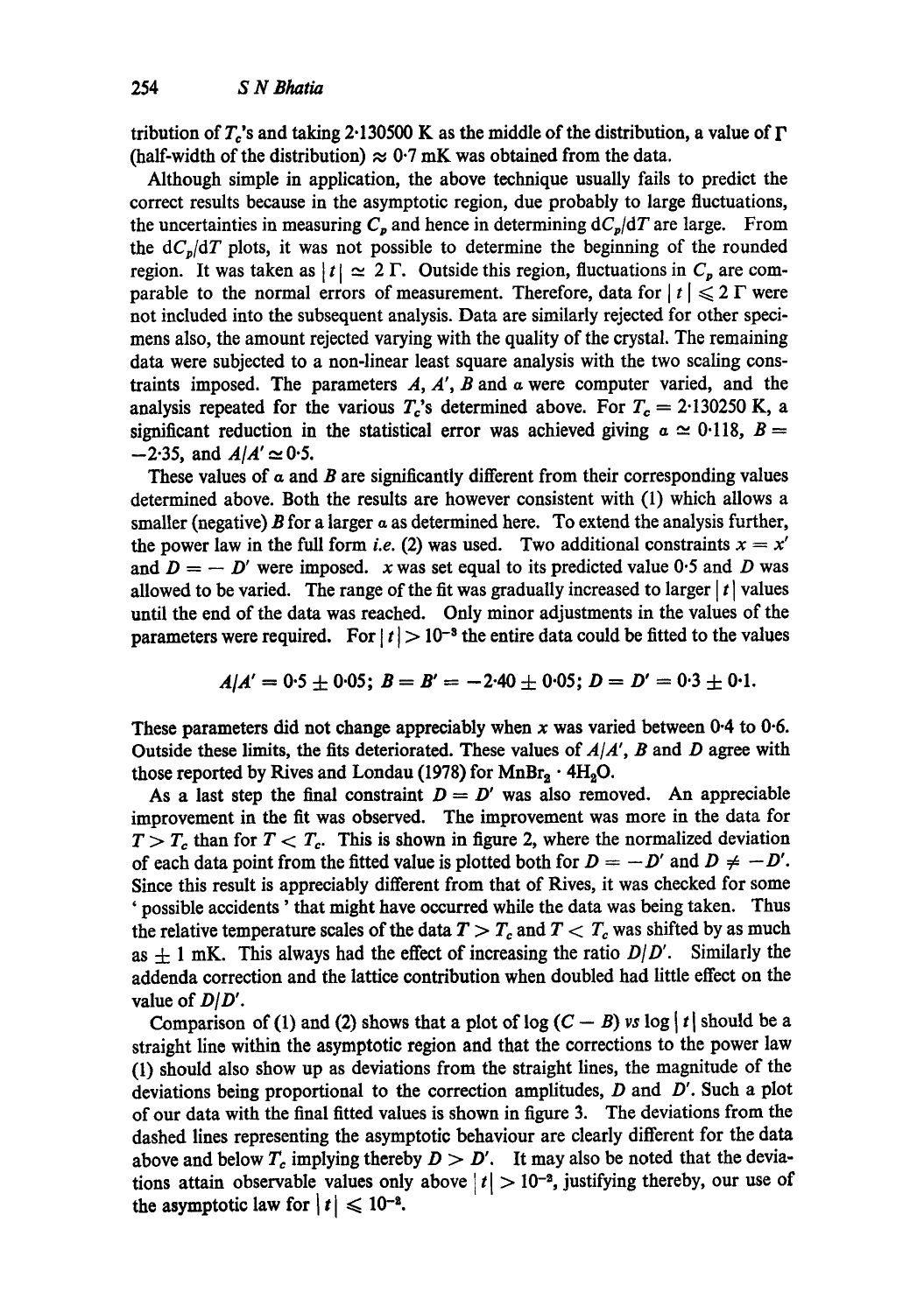tribution of $T_c$'s and taking 2·130500 K as the middle of the distribution, a value of $\Gamma$ (half-width of the distribution) $\approx$ 0·7 mK was obtained from the data.

Although simple in application, the above technique usually fails to predict the correct results because in the asymptotic region, due probably to large fluctuations, the uncertainties in measuring $C_p$ and hence in determining $dC_p/dT$ are large. From the $dC_p/dT$ plots, it was not possible to determine the beginning of the rounded region. It was taken as $|t| \simeq 2\,\Gamma$. Outside this region, fluctuations in $C_p$ are comparable to the normal errors of measurement. Therefore, data for $|t| \leqslant 2\,\Gamma$ were not included into the subsequent analysis. Data are similarly rejected for other specimens also, the amount rejected varying with the quality of the crystal. The remaining data were subjected to a non-linear least square analysis with the two scaling constraints imposed. The parameters $A$, $A'$, $B$ and $\alpha$ were computer varied, and the analysis repeated for the various $T_c$'s determined above. For $T_c = 2{\cdot}130250$ K, a significant reduction in the statistical error was achieved giving $\alpha \simeq 0{\cdot}118$, $B = -2{\cdot}35$, and $A/A' \simeq 0{\cdot}5$.

These values of $\alpha$ and $B$ are significantly different from their corresponding values determined above. Both the results are however consistent with (1) which allows a smaller (negative) $B$ for a larger $\alpha$ as determined here. To extend the analysis further, the power law in the full form *i.e.* (2) was used. Two additional constraints $x = x'$ and $D = -D'$ were imposed. $x$ was set equal to its predicted value 0·5 and $D$ was allowed to be varied. The range of the fit was gradually increased to larger $|t|$ values until the end of the data was reached. Only minor adjustments in the values of the parameters were required. For $|t| > 10^{-3}$ the entire data could be fitted to the values

$$A/A' = 0{\cdot}5 \pm 0{\cdot}05;\; B = B' = -2{\cdot}40 \pm 0{\cdot}05;\; D = D' = 0{\cdot}3 \pm 0{\cdot}1.$$

These parameters did not change appreciably when $x$ was varied between 0·4 to 0·6. Outside these limits, the fits deteriorated. These values of $A/A'$, $B$ and $D$ agree with those reported by Rives and Londau (1978) for $MnBr_2 \cdot 4H_2O$.

As a last step the final constraint $D = D'$ was also removed. An appreciable improvement in the fit was observed. The improvement was more in the data for $T > T_c$ than for $T < T_c$. This is shown in figure 2, where the normalized deviation of each data point from the fitted value is plotted both for $D = -D'$ and $D \neq -D'$. Since this result is appreciably different from that of Rives, it was checked for some 'possible accidents' that might have occurred while the data was being taken. Thus the relative temperature scales of the data $T > T_c$ and $T < T_c$ was shifted by as much as $\pm$ 1 mK. This always had the effect of increasing the ratio $D/D'$. Similarly the addenda correction and the lattice contribution when doubled had little effect on the value of $D/D'$.

Comparison of (1) and (2) shows that a plot of $\log (C - B)$ *vs* $\log |t|$ should be a straight line within the asymptotic region and that the corrections to the power law (1) should also show up as deviations from the straight lines, the magnitude of the deviations being proportional to the correction amplitudes, $D$ and $D'$. Such a plot of our data with the final fitted values is shown in figure 3. The deviations from the dashed lines representing the asymptotic behaviour are clearly different for the data above and below $T_c$ implying thereby $D > D'$. It may also be noted that the deviations attain observable values only above $|t| > 10^{-2}$, justifying thereby, our use of the asymptotic law for $|t| \leqslant 10^{-2}$.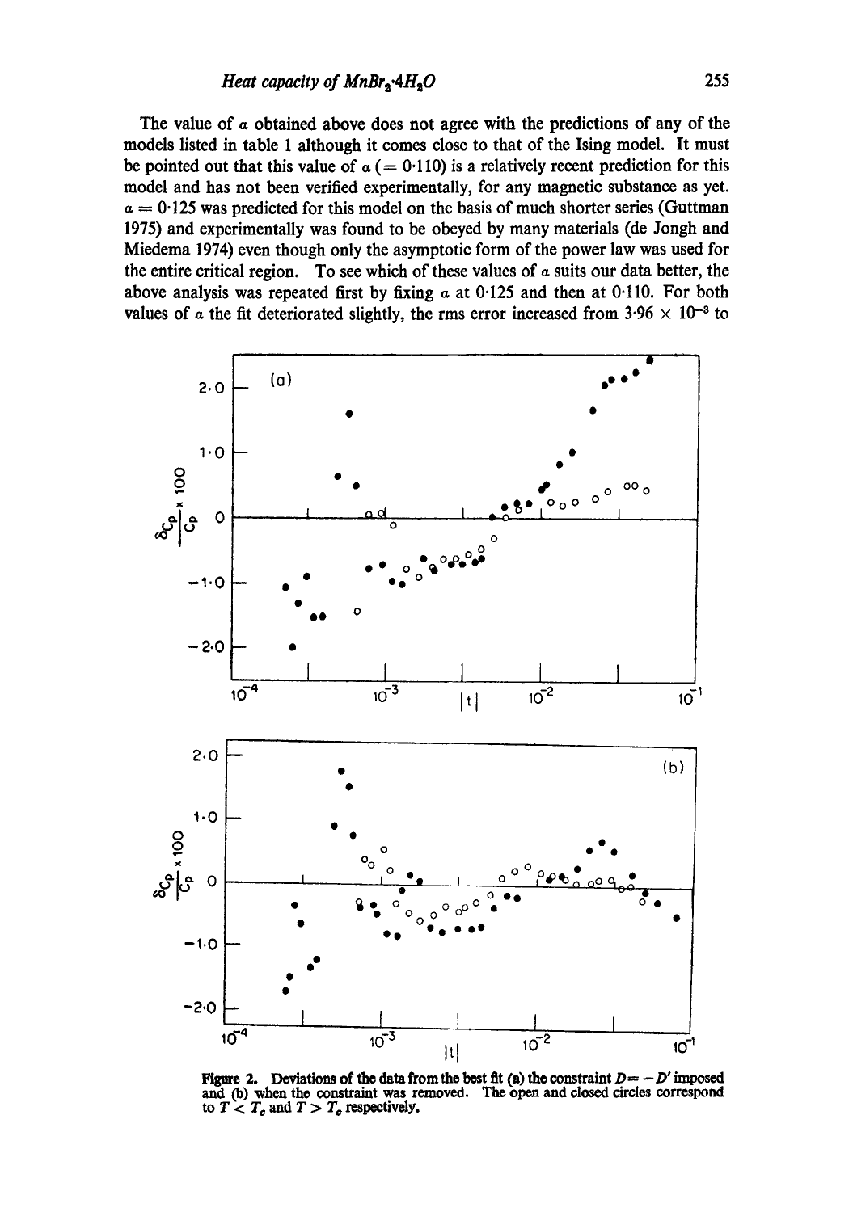The value of $\alpha$ obtained above does not agree with the predictions of any of the models listed in table 1 although it comes close to that of the Ising model. It must be pointed out that this value of $\alpha$ ($= 0\cdot110$) is a relatively recent prediction for this model and has not been verified experimentally, for any magnetic substance as yet. $\alpha = 0\cdot125$ was predicted for this model on the basis of much shorter series (Guttman 1975) and experimentally was found to be obeyed by many materials (de Jongh and Miedema 1974) even though only the asymptotic form of the power law was used for the entire critical region. To see which of these values of $\alpha$ suits our data better, the above analysis was repeated first by fixing $\alpha$ at $0\cdot125$ and then at $0\cdot110$. For both values of $\alpha$ the fit deteriorated slightly, the rms error increased from $3\cdot96 \times 10^{-3}$ to

**Figure 2.** Deviations of the data from the best fit (a) the constraint $D = -D'$ imposed and (b) when the constraint was removed. The open and closed circles correspond to $T < T_c$ and $T > T_c$ respectively.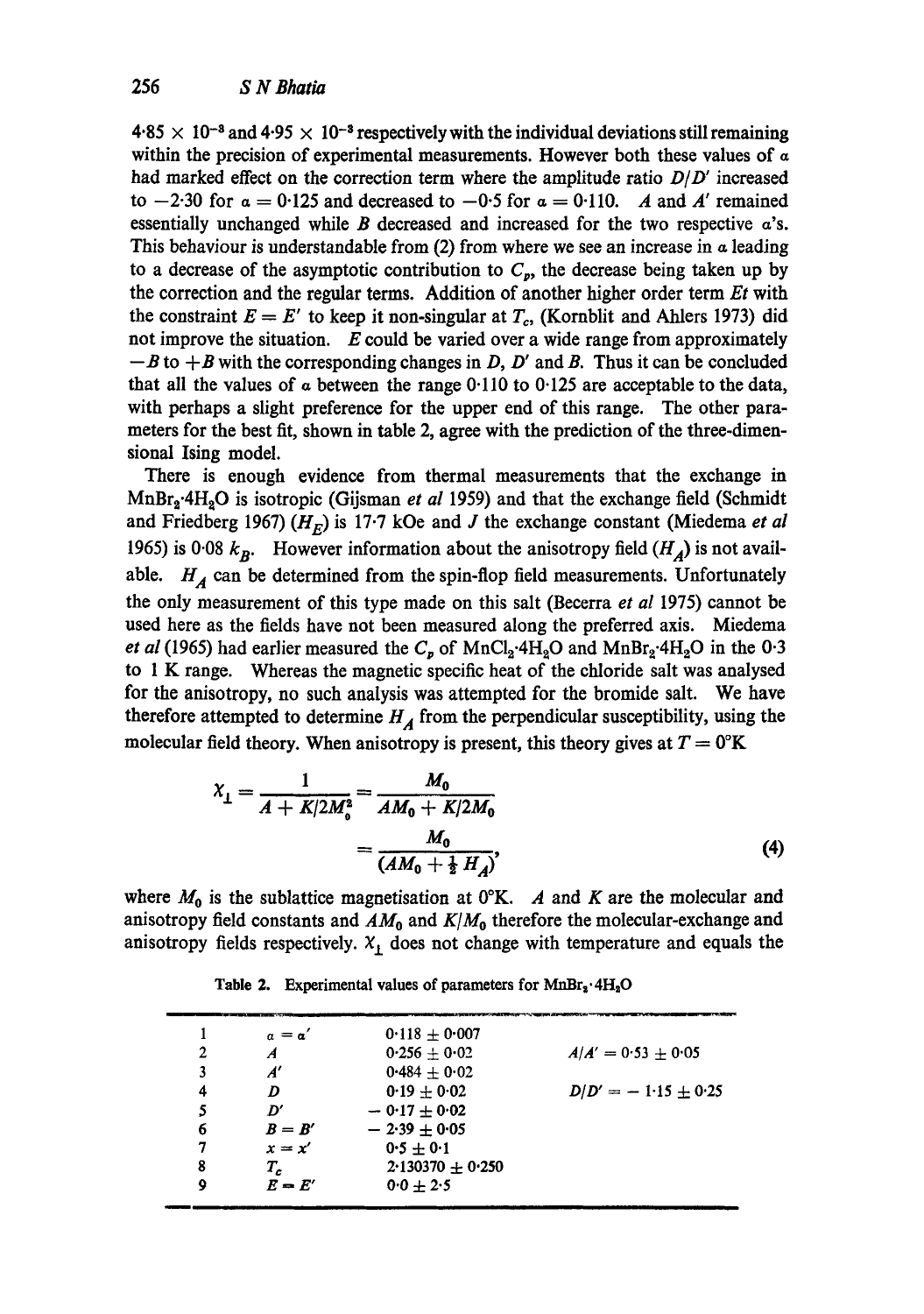$4.85 \times 10^{-3}$ and $4.95 \times 10^{-3}$ respectively with the individual deviations still remaining within the precision of experimental measurements. However both these values of $\alpha$ had marked effect on the correction term where the amplitude ratio $D/D'$ increased to $-2.30$ for $\alpha = 0.125$ and decreased to $-0.5$ for $\alpha = 0.110$. $A$ and $A'$ remained essentially unchanged while $B$ decreased and increased for the two respective $\alpha$'s. This behaviour is understandable from (2) from where we see an increase in $\alpha$ leading to a decrease of the asymptotic contribution to $C_p$, the decrease being taken up by the correction and the regular terms. Addition of another higher order term $Et$ with the constraint $E = E'$ to keep it non-singular at $T_c$, (Kornblit and Ahlers 1973) did not improve the situation. $E$ could be varied over a wide range from approximately $-B$ to $+B$ with the corresponding changes in $D$, $D'$ and $B$. Thus it can be concluded that all the values of $\alpha$ between the range 0.110 to 0.125 are acceptable to the data, with perhaps a slight preference for the upper end of this range. The other parameters for the best fit, shown in table 2, agree with the prediction of the three-dimensional Ising model.

There is enough evidence from thermal measurements that the exchange in $MnBr_2 \cdot 4H_2O$ is isotropic (Gijsman *et al* 1959) and that the exchange field (Schmidt and Friedberg 1967) ($H_E$) is 17.7 kOe and $J$ the exchange constant (Miedema *et al* 1965) is 0.08 $k_B$. However information about the anisotropy field ($H_A$) is not available. $H_A$ can be determined from the spin-flop field measurements. Unfortunately the only measurement of this type made on this salt (Becerra *et al* 1975) cannot be used here as the fields have not been measured along the preferred axis. Miedema *et al* (1965) had earlier measured the $C_p$ of $MnCl_2 \cdot 4H_2O$ and $MnBr_2 \cdot 4H_2O$ in the 0.3 to 1 K range. Whereas the magnetic specific heat of the chloride salt was analysed for the anisotropy, no such analysis was attempted for the bromide salt. We have therefore attempted to determine $H_A$ from the perpendicular susceptibility, using the molecular field theory. When anisotropy is present, this theory gives at $T = 0°K$

$$\chi_\perp = \frac{1}{A + K/2M_0^2} = \frac{M_0}{AM_0 + K/2M_0} = \frac{M_0}{(AM_0 + \frac{1}{2} H_A)}, \tag{4}$$

where $M_0$ is the sublattice magnetisation at 0°K. $A$ and $K$ are the molecular and anisotropy field constants and $AM_0$ and $K/M_0$ therefore the molecular-exchange and anisotropy fields respectively. $\chi_\perp$ does not change with temperature and equals the

Table 2. Experimental values of parameters for $MnBr_2 \cdot 4H_2O$

| | | | |
|---|---|---|---|
| 1 | $\alpha = \alpha'$ | $0.118 \pm 0.007$ | |
| 2 | $A$ | $0.256 \pm 0.02$ | $A/A' = 0.53 \pm 0.05$ |
| 3 | $A'$ | $0.484 \pm 0.02$ | |
| 4 | $D$ | $0.19 \pm 0.02$ | $D/D' = -1.15 \pm 0.25$ |
| 5 | $D'$ | $-0.17 \pm 0.02$ | |
| 6 | $B = B'$ | $-2.39 \pm 0.05$ | |
| 7 | $x = x'$ | $0.5 \pm 0.1$ | |
| 8 | $T_c$ | $2.130370 \pm 0.250$ | |
| 9 | $E = E'$ | $0.0 \pm 2.5$ | |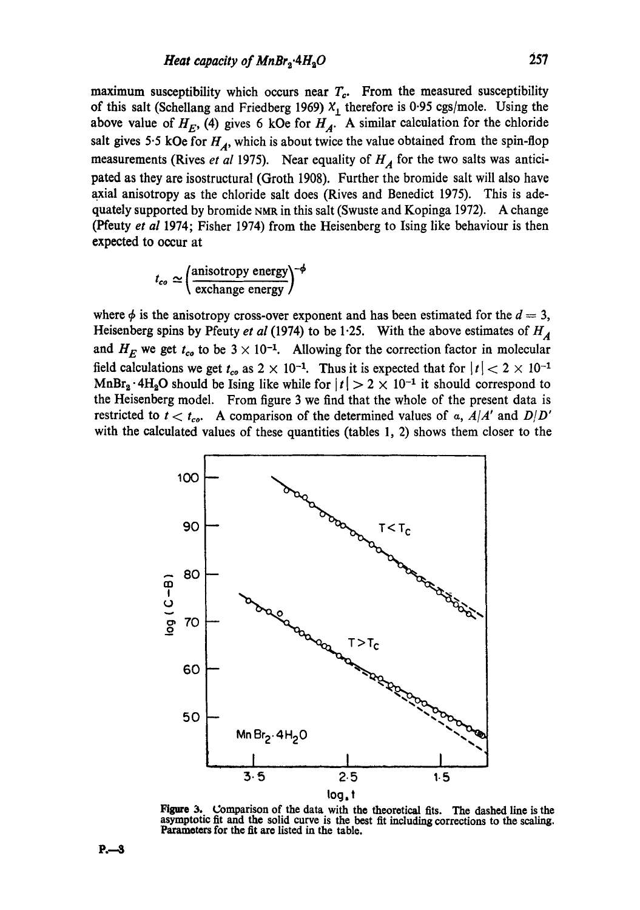maximum susceptibility which occurs near $T_c$. From the measured susceptibility of this salt (Schellang and Friedberg 1969) $\chi_{\perp}$ therefore is 0·95 cgs/mole. Using the above value of $H_E$, (4) gives 6 kOe for $H_A$. A similar calculation for the chloride salt gives 5·5 kOe for $H_A$, which is about twice the value obtained from the spin-flop measurements (Rives *et al* 1975). Near equality of $H_A$ for the two salts was anticipated as they are isostructural (Groth 1908). Further the bromide salt will also have axial anisotropy as the chloride salt does (Rives and Benedict 1975). This is adequately supported by bromide NMR in this salt (Swuste and Kopinga 1972). A change (Pfeuty *et al* 1974; Fisher 1974) from the Heisenberg to Ising like behaviour is then expected to occur at

$$t_{co} \simeq \left(\frac{\text{anisotropy energy}}{\text{exchange energy}}\right)^{-\phi}$$

where $\phi$ is the anisotropy cross-over exponent and has been estimated for the $d = 3$, Heisenberg spins by Pfeuty *et al* (1974) to be 1·25. With the above estimates of $H_A$ and $H_E$ we get $t_{co}$ to be $3 \times 10^{-1}$. Allowing for the correction factor in molecular field calculations we get $t_{co}$ as $2 \times 10^{-1}$. Thus it is expected that for $|t| < 2 \times 10^{-1}$ $MnBr_2 \cdot 4H_2O$ should be Ising like while for $|t| > 2 \times 10^{-1}$ it should correspond to the Heisenberg model. From figure 3 we find that the whole of the present data is restricted to $t < t_{co}$. A comparison of the determined values of $\alpha$, $A/A'$ and $D/D'$ with the calculated values of these quantities (tables 1, 2) shows them closer to the

**Figure 3.** Comparison of the data with the theoretical fits. The dashed line is the asymptotic fit and the solid curve is the best fit including corrections to the scaling. Parameters for the fit are listed in the table.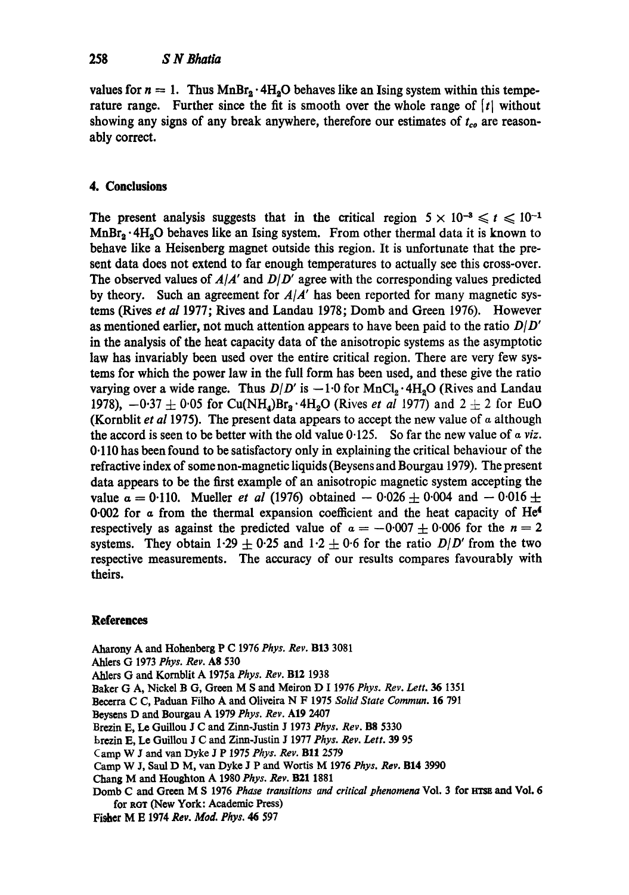values for $n = 1$. Thus $MnBr_2 \cdot 4H_2O$ behaves like an Ising system within this temperature range. Further since the fit is smooth over the whole range of $|t|$ without showing any signs of any break anywhere, therefore our estimates of $t_{co}$ are reasonably correct.

## 4. Conclusions

The present analysis suggests that in the critical region $5 \times 10^{-3} \leqslant t \leqslant 10^{-1}$ $MnBr_2 \cdot 4H_2O$ behaves like an Ising system. From other thermal data it is known to behave like a Heisenberg magnet outside this region. It is unfortunate that the present data does not extend to far enough temperatures to actually see this cross-over. The observed values of $A/A'$ and $D/D'$ agree with the corresponding values predicted by theory. Such an agreement for $A/A'$ has been reported for many magnetic systems (Rives *et al* 1977; Rives and Landau 1978; Domb and Green 1976). However as mentioned earlier, not much attention appears to have been paid to the ratio $D/D'$ in the analysis of the heat capacity data of the anisotropic systems as the asymptotic law has invariably been used over the entire critical region. There are very few systems for which the power law in the full form has been used, and these give the ratio varying over a wide range. Thus $D/D'$ is $-1 \cdot 0$ for $MnCl_2 \cdot 4H_2O$ (Rives and Landau 1978), $-0 \cdot 37 \pm 0 \cdot 05$ for $Cu(NH_4)Br_2 \cdot 4H_2O$ (Rives *et al* 1977) and $2 \pm 2$ for EuO (Kornblit *et al* 1975). The present data appears to accept the new value of $\alpha$ although the accord is seen to be better with the old value $0 \cdot 125$. So far the new value of $\alpha$ *viz.* $0 \cdot 110$ has been found to be satisfactory only in explaining the critical behaviour of the refractive index of some non-magnetic liquids (Beysens and Bourgau 1979). The present data appears to be the first example of an anisotropic magnetic system accepting the value $\alpha = 0 \cdot 110$. Mueller *et al* (1976) obtained $-0 \cdot 026 \pm 0 \cdot 004$ and $-0 \cdot 016 \pm 0 \cdot 002$ for $\alpha$ from the thermal expansion coefficient and the heat capacity of $He^4$ respectively as against the predicted value of $\alpha = -0 \cdot 007 \pm 0 \cdot 006$ for the $n = 2$ systems. They obtain $1 \cdot 29 \pm 0 \cdot 25$ and $1 \cdot 2 \pm 0 \cdot 6$ for the ratio $D/D'$ from the two respective measurements. The accuracy of our results compares favourably with theirs.

## References

Aharony A and Hohenberg P C 1976 *Phys. Rev.* **B13** 3081

Ahlers G 1973 *Phys. Rev.* **A8** 530

Ahlers G and Kornblit A 1975a *Phys. Rev.* **B12** 1938

Baker G A, Nickel B G, Green M S and Meiron D I 1976 *Phys. Rev. Lett.* **36** 1351

Becerra C C, Paduan Filho A and Oliveira N F 1975 *Solid State Commun.* **16** 791

Beysens D and Bourgau A 1979 *Phys. Rev.* **A19** 2407

Brezin E, Le Guillou J C and Zinn-Justin J 1973 *Phys. Rev.* **B8** 5330

Brezin E, Le Guillou J C and Zinn-Justin J 1977 *Phys. Rev. Lett.* **39** 95

Camp W J and van Dyke J P 1975 *Phys. Rev.* **B11** 2579

Camp W J, Saul D M, van Dyke J P and Wortis M 1976 *Phys. Rev.* **B14** 3990

Chang M and Houghton A 1980 *Phys. Rev.* **B21** 1881

Domb C and Green M S 1976 *Phase transitions and critical phenomena* Vol. 3 for HTSE and Vol. 6 for RGT (New York: Academic Press)

Fisher M E 1974 *Rev. Mod. Phys.* **46** 597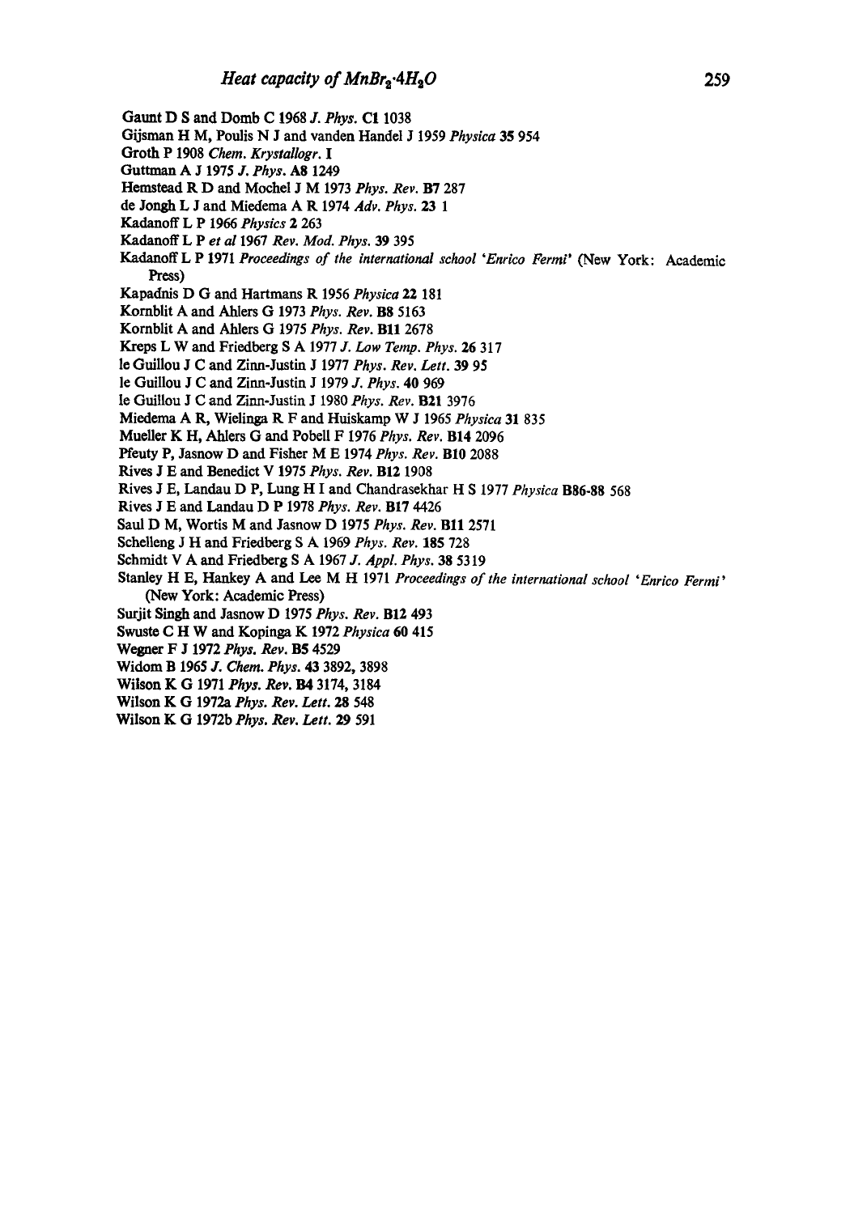Gaunt D S and Domb C 1968 *J. Phys.* **C1** 1038

Gijsman H M, Poulis N J and vanden Handel J 1959 *Physica* **35** 954

Groth P 1908 *Chem. Krystallogr.* I

Guttman A J 1975 *J. Phys.* **A8** 1249

Hemstead R D and Mochel J M 1973 *Phys. Rev.* **B7** 287

de Jongh L J and Miedema A R 1974 *Adv. Phys.* **23** 1

Kadanoff L P 1966 *Physics* **2** 263

Kadanoff L P *et al* 1967 *Rev. Mod. Phys.* **39** 395

Kadanoff L P 1971 *Proceedings of the international school 'Enrico Fermi'* (New York: Academic Press)

Kapadnis D G and Hartmans R 1956 *Physica* **22** 181

Kornblit A and Ahlers G 1973 *Phys. Rev.* **B8** 5163

Kornblit A and Ahlers G 1975 *Phys. Rev.* **B11** 2678

Kreps L W and Friedberg S A 1977 *J. Low Temp. Phys.* **26** 317

le Guillou J C and Zinn-Justin J 1977 *Phys. Rev. Lett.* **39** 95

le Guillou J C and Zinn-Justin J 1979 *J. Phys.* **40** 969

le Guillou J C and Zinn-Justin J 1980 *Phys. Rev.* **B21** 3976

Miedema A R, Wielinga R F and Huiskamp W J 1965 *Physica* **31** 835

Mueller K H, Ahlers G and Pobell F 1976 *Phys. Rev.* **B14** 2096

Pfeuty P, Jasnow D and Fisher M E 1974 *Phys. Rev.* **B10** 2088

Rives J E and Benedict V 1975 *Phys. Rev.* **B12** 1908

Rives J E, Landau D P, Lung H I and Chandrasekhar H S 1977 *Physica* **B86-88** 568

Rives J E and Landau D P 1978 *Phys. Rev.* **B17** 4426

Saul D M, Wortis M and Jasnow D 1975 *Phys. Rev.* **B11** 2571

Schelleng J H and Friedberg S A 1969 *Phys. Rev.* **185** 728

Schmidt V A and Friedberg S A 1967 *J. Appl. Phys.* **38** 5319

Stanley H E, Hankey A and Lee M H 1971 *Proceedings of the international school 'Enrico Fermi'* (New York: Academic Press)

Surjit Singh and Jasnow D 1975 *Phys. Rev.* **B12** 493

Swuste C H W and Kopinga K 1972 *Physica* **60** 415

Wegner F J 1972 *Phys. Rev.* **B5** 4529

Widom B 1965 *J. Chem. Phys.* **43** 3892, 3898

Wilson K G 1971 *Phys. Rev.* **B4** 3174, 3184

Wilson K G 1972a *Phys. Rev. Lett.* **28** 548

Wilson K G 1972b *Phys. Rev. Lett.* **29** 591